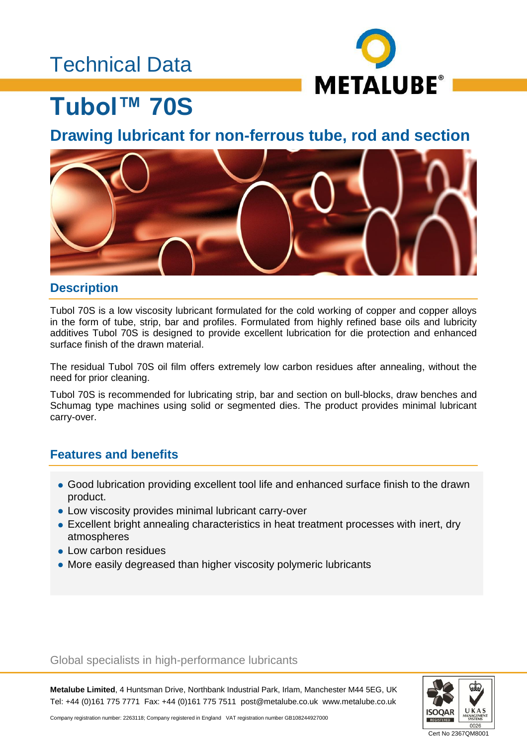Technical Data

# Tubol™ 70S

## Drawing lubricant for non-ferrous tube, rod and section

### Description

Tubol 70S is a low viscosity lubricant formulated for the cold working of copper and copper alloys in the form of tube, strip, bar and profiles. Formulated from highly refined base oils and lubricity additives Tubol 70S is designed to provide excellent lubrication for die protection and enhanced surface finish of the drawn material.

The residual Tubol 70S oil film offers extremely low carbon residues after annealing, without the need for prior cleaning.

Tubol 70S is recommended for lubricating strip, bar and section on bull-blocks, draw benches and Schumag type machines using solid or segmented dies. The product provides minimal lubricant carry-over.

### Features and benefits

- Good lubrication providing excellent tool life and enhanced surface finish to the drawn product.
- Low viscosity provides minimal lubricant carry-over
- Excellent bright annealing characteristics in heat treatment processes with inert, dry atmospheres
- Low carbon residues
- More easily degreased than higher viscosity polymeric lubricants

Global specialists in high-performance lubricants

**Metalube Limited**, 4 Huntsman Drive, Northbank Industrial Park, Irlam, Manchester M44 5EG, UK
Tel: +44 (0)161 775 7771 Fax: +44 (0)161 775 7511 post@metalube.co.uk www.metalube.co.uk

Company registration number: 2263118; Company registered in England VAT registration number GB108244927000

Cert No 2367QM8001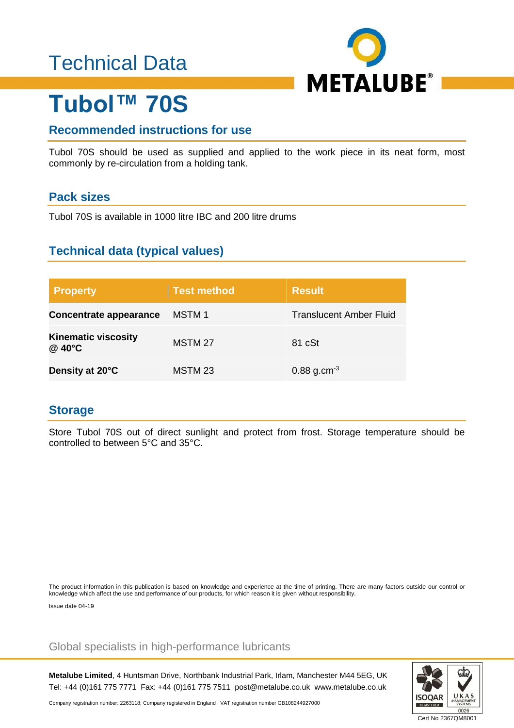Technical Data

# Tubol™ 70S

## Recommended instructions for use

Tubol 70S should be used as supplied and applied to the work piece in its neat form, most commonly by re-circulation from a holding tank.

## Pack sizes

Tubol 70S is available in 1000 litre IBC and 200 litre drums

## Technical data (typical values)

| Property | Test method | Result |
|---|---|---|
| **Concentrate appearance** | MSTM 1 | Translucent Amber Fluid |
| **Kinematic viscosity @ 40°C** | MSTM 27 | 81 cSt |
| **Density at 20°C** | MSTM 23 | 0.88 $g.cm^{-3}$ |

## Storage

Store Tubol 70S out of direct sunlight and protect from frost. Storage temperature should be controlled to between 5°C and 35°C.

The product information in this publication is based on knowledge and experience at the time of printing. There are many factors outside our control or knowledge which affect the use and performance of our products, for which reason it is given without responsibility.

Issue date 04-19

Global specialists in high-performance lubricants

**Metalube Limited**, 4 Huntsman Drive, Northbank Industrial Park, Irlam, Manchester M44 5EG, UK
Tel: +44 (0)161 775 7771 Fax: +44 (0)161 775 7511 post@metalube.co.uk www.metalube.co.uk

Company registration number: 2263118; Company registered in England VAT registration number GB108244927000

Cert No 2367QM8001